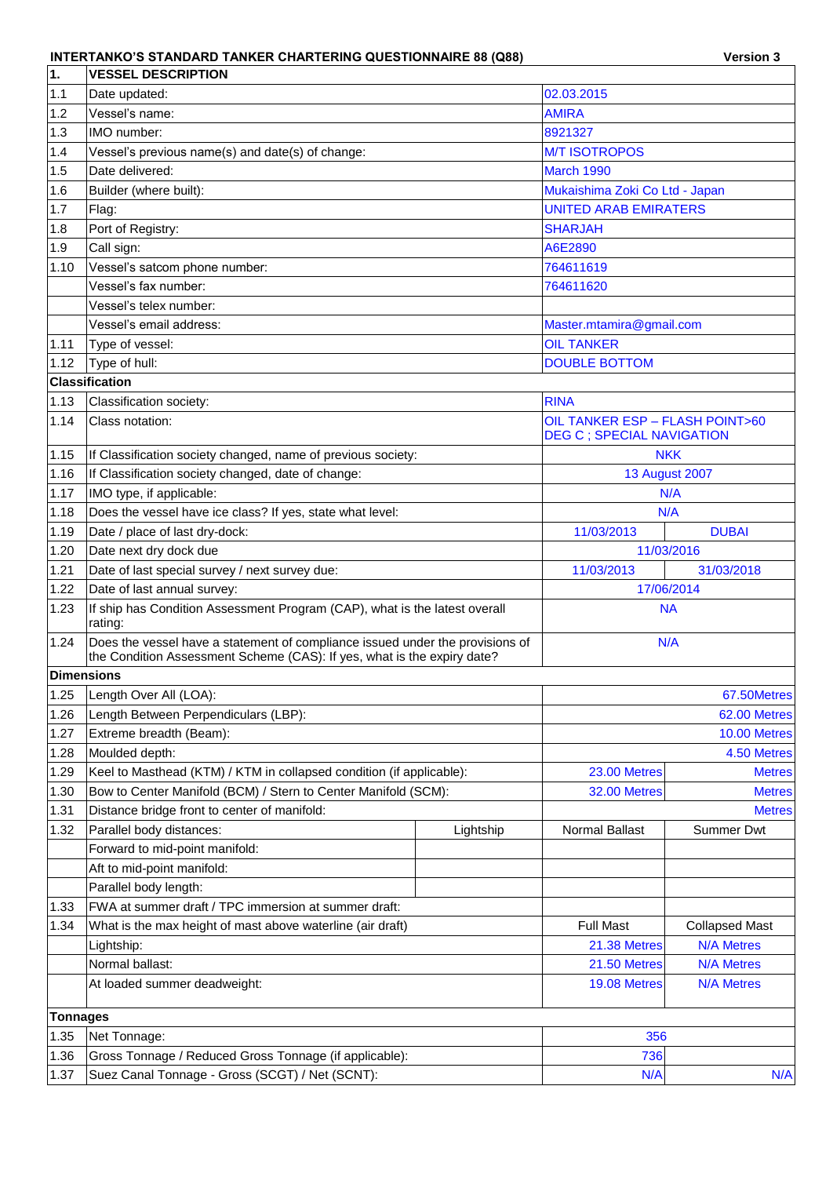**INTERTANKO'S STANDARD TANKER CHARTERING QUESTIONNAIRE 88 (Q88)** Version 3

| 1. | VESSEL DESCRIPTION | | | |
|---|---|---|---|---|
| 1.1 | Date updated: | | 02.03.2015 | |
| 1.2 | Vessel's name: | | AMIRA | |
| 1.3 | IMO number: | | 8921327 | |
| 1.4 | Vessel's previous name(s) and date(s) of change: | | M/T ISOTROPOS | |
| 1.5 | Date delivered: | | March 1990 | |
| 1.6 | Builder (where built): | | Mukaishima Zoki Co Ltd - Japan | |
| 1.7 | Flag: | | UNITED ARAB EMIRATERS | |
| 1.8 | Port of Registry: | | SHARJAH | |
| 1.9 | Call sign: | | A6E2890 | |
| 1.10 | Vessel's satcom phone number: | | 764611619 | |
| | Vessel's fax number: | | 764611620 | |
| | Vessel's telex number: | | | |
| | Vessel's email address: | | Master.mtamira@gmail.com | |
| 1.11 | Type of vessel: | | OIL TANKER | |
| 1.12 | Type of hull: | | DOUBLE BOTTOM | |
| **Classification** | | | | |
| 1.13 | Classification society: | | RINA | |
| 1.14 | Class notation: | | OIL TANKER ESP – FLASH POINT>60 DEG C ; SPECIAL NAVIGATION | |
| 1.15 | If Classification society changed, name of previous society: | | NKK | |
| 1.16 | If Classification society changed, date of change: | | 13 August 2007 | |
| 1.17 | IMO type, if applicable: | | N/A | |
| 1.18 | Does the vessel have ice class? If yes, state what level: | | N/A | |
| 1.19 | Date / place of last dry-dock: | | 11/03/2013 | DUBAI |
| 1.20 | Date next dry dock due | | 11/03/2016 | |
| 1.21 | Date of last special survey / next survey due: | | 11/03/2013 | 31/03/2018 |
| 1.22 | Date of last annual survey: | | 17/06/2014 | |
| 1.23 | If ship has Condition Assessment Program (CAP), what is the latest overall rating: | | NA | |
| 1.24 | Does the vessel have a statement of compliance issued under the provisions of the Condition Assessment Scheme (CAS): If yes, what is the expiry date? | | N/A | |
| **Dimensions** | | | | |
| 1.25 | Length Over All (LOA): | | | 67.50Metres |
| 1.26 | Length Between Perpendiculars (LBP): | | | 62.00 Metres |
| 1.27 | Extreme breadth (Beam): | | | 10.00 Metres |
| 1.28 | Moulded depth: | | | 4.50 Metres |
| 1.29 | Keel to Masthead (KTM) / KTM in collapsed condition (if applicable): | | 23.00 Metres | Metres |
| 1.30 | Bow to Center Manifold (BCM) / Stern to Center Manifold (SCM): | | 32.00 Metres | Metres |
| 1.31 | Distance bridge front to center of manifold: | | | Metres |
| 1.32 | Parallel body distances: | Lightship | Normal Ballast | Summer Dwt |
| | Forward to mid-point manifold: | | | |
| | Aft to mid-point manifold: | | | |
| | Parallel body length: | | | |
| 1.33 | FWA at summer draft / TPC immersion at summer draft: | | | |
| 1.34 | What is the max height of mast above waterline (air draft) | | Full Mast | Collapsed Mast |
| | Lightship: | | 21.38 Metres | N/A Metres |
| | Normal ballast: | | 21.50 Metres | N/A Metres |
| | At loaded summer deadweight: | | 19.08 Metres | N/A Metres |
| **Tonnages** | | | | |
| 1.35 | Net Tonnage: | | 356 | |
| 1.36 | Gross Tonnage / Reduced Gross Tonnage (if applicable): | | 736 | |
| 1.37 | Suez Canal Tonnage - Gross (SCGT) / Net (SCNT): | | N/A | N/A |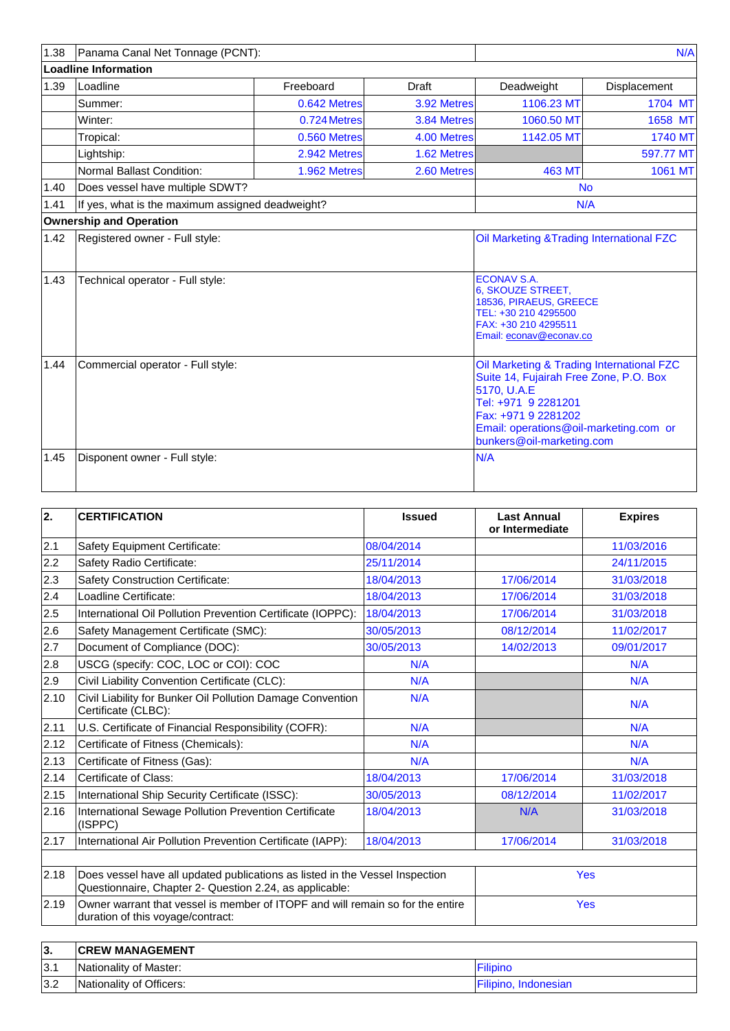| 1.38 | Panama Canal Net Tonnage (PCNT): | | | N/A | |
|---|---|---|---|---|---|
| **Loadline Information** | | | | | |
| 1.39 | Loadline | Freeboard | Draft | Deadweight | Displacement |
| | Summer: | 0.642 Metres | 3.92 Metres | 1106.23 MT | 1704 MT |
| | Winter: | 0.724 Metres | 3.84 Metres | 1060.50 MT | 1658 MT |
| | Tropical: | 0.560 Metres | 4.00 Metres | 1142.05 MT | 1740 MT |
| | Lightship: | 2.942 Metres | 1.62 Metres | | 597.77 MT |
| | Normal Ballast Condition: | 1.962 Metres | 2.60 Metres | 463 MT | 1061 MT |
| 1.40 | Does vessel have multiple SDWT? | | | No | |
| 1.41 | If yes, what is the maximum assigned deadweight? | | | N/A | |
| **Ownership and Operation** | | | | | |
| 1.42 | Registered owner - Full style: | | | Oil Marketing &Trading International FZC | |
| 1.43 | Technical operator - Full style: | | | ECONAV S.A.<br>6, SKOUZE STREET,<br>18536, PIRAEUS, GREECE<br>TEL: +30 210 4295500<br>FAX: +30 210 4295511<br>Email: econav@econav.co | |
| 1.44 | Commercial operator - Full style: | | | Oil Marketing & Trading International FZC<br>Suite 14, Fujairah Free Zone, P.O. Box 5170, U.A.E<br>Tel: +971 9 2281201<br>Fax: +971 9 2281202<br>Email: operations@oil-marketing.com or bunkers@oil-marketing.com | |
| 1.45 | Disponent owner - Full style: | | | N/A | |

| 2. | CERTIFICATION | Issued | Last Annual or Intermediate | Expires |
|---|---|---|---|---|
| 2.1 | Safety Equipment Certificate: | 08/04/2014 | | 11/03/2016 |
| 2.2 | Safety Radio Certificate: | 25/11/2014 | | 24/11/2015 |
| 2.3 | Safety Construction Certificate: | 18/04/2013 | 17/06/2014 | 31/03/2018 |
| 2.4 | Loadline Certificate: | 18/04/2013 | 17/06/2014 | 31/03/2018 |
| 2.5 | International Oil Pollution Prevention Certificate (IOPPC): | 18/04/2013 | 17/06/2014 | 31/03/2018 |
| 2.6 | Safety Management Certificate (SMC): | 30/05/2013 | 08/12/2014 | 11/02/2017 |
| 2.7 | Document of Compliance (DOC): | 30/05/2013 | 14/02/2013 | 09/01/2017 |
| 2.8 | USCG (specify: COC, LOC or COI): COC | N/A | | N/A |
| 2.9 | Civil Liability Convention Certificate (CLC): | N/A | | N/A |
| 2.10 | Civil Liability for Bunker Oil Pollution Damage Convention Certificate (CLBC): | N/A | | N/A |
| 2.11 | U.S. Certificate of Financial Responsibility (COFR): | N/A | | N/A |
| 2.12 | Certificate of Fitness (Chemicals): | N/A | | N/A |
| 2.13 | Certificate of Fitness (Gas): | N/A | | N/A |
| 2.14 | Certificate of Class: | 18/04/2013 | 17/06/2014 | 31/03/2018 |
| 2.15 | International Ship Security Certificate (ISSC): | 30/05/2013 | 08/12/2014 | 11/02/2017 |
| 2.16 | International Sewage Pollution Prevention Certificate (ISPPC) | 18/04/2013 | N/A | 31/03/2018 |
| 2.17 | International Air Pollution Prevention Certificate (IAPP): | 18/04/2013 | 17/06/2014 | 31/03/2018 |
| 2.18 | Does vessel have all updated publications as listed in the Vessel Inspection Questionnaire, Chapter 2- Question 2.24, as applicable: | | Yes | |
| 2.19 | Owner warrant that vessel is member of ITOPF and will remain so for the entire duration of this voyage/contract: | | Yes | |

| 3. | CREW MANAGEMENT | |
|---|---|---|
| 3.1 | Nationality of Master: | Filipino |
| 3.2 | Nationality of Officers: | Filipino, Indonesian |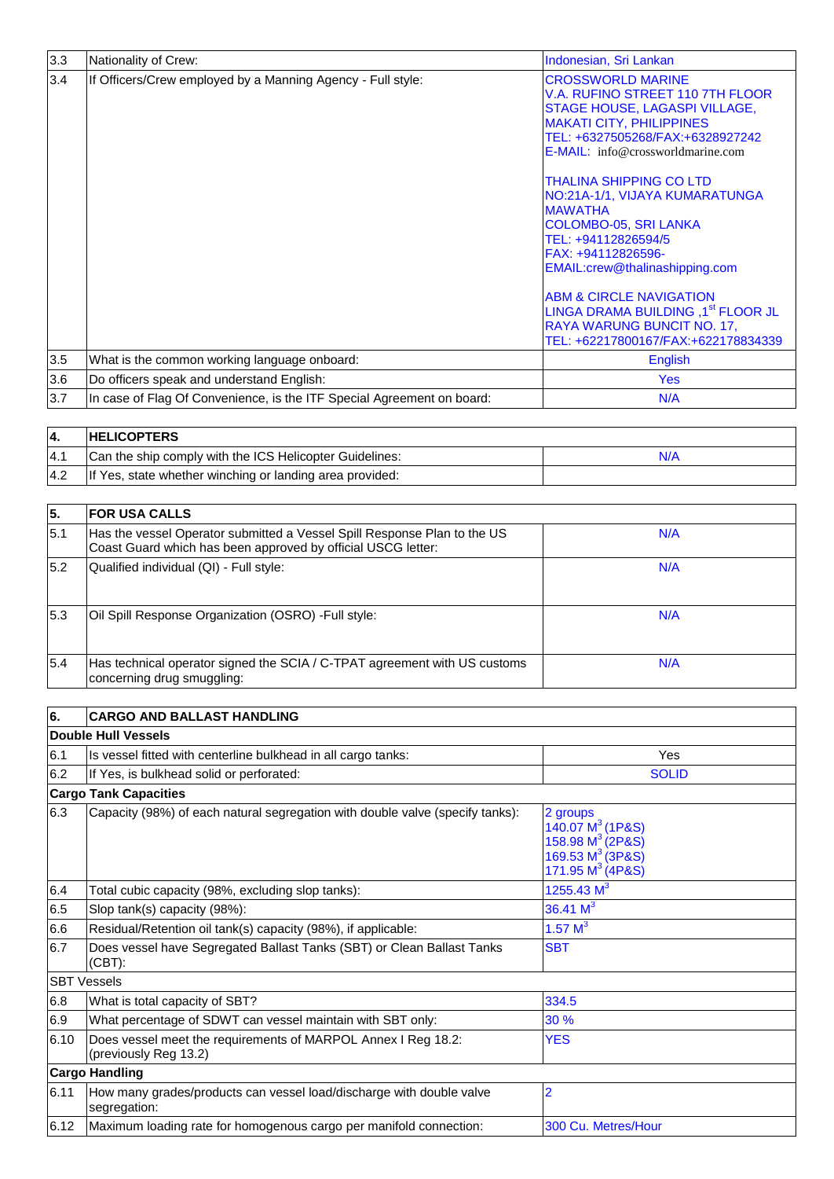| 3.3 | Nationality of Crew: | Indonesian, Sri Lankan |
|---|---|---|
| 3.4 | If Officers/Crew employed by a Manning Agency - Full style: | CROSSWORLD MARINE<br>V.A. RUFINO STREET 110 7TH FLOOR STAGE HOUSE, LAGASPI VILLAGE, MAKATI CITY, PHILIPPINES<br>TEL: +6327505268/FAX:+6328927242<br>E-MAIL: info@crossworldmarine.com<br><br>THALINA SHIPPING CO LTD<br>NO:21A-1/1, VIJAYA KUMARATUNGA MAWATHA<br>COLOMBO-05, SRI LANKA<br>TEL: +94112826594/5<br>FAX: +94112826596-<br>EMAIL:crew@thalinashipping.com<br><br>ABM & CIRCLE NAVIGATION<br>LINGA DRAMA BUILDING ,1st FLOOR JL RAYA WARUNG BUNCIT NO. 17,<br>TEL: +62217800167/FAX:+622178834339 |
| 3.5 | What is the common working language onboard: | English |
| 3.6 | Do officers speak and understand English: | Yes |
| 3.7 | In case of Flag Of Convenience, is the ITF Special Agreement on board: | N/A |

| 4. | HELICOPTERS | |
|---|---|---|
| 4.1 | Can the ship comply with the ICS Helicopter Guidelines: | N/A |
| 4.2 | If Yes, state whether winching or landing area provided: | |

| 5. | FOR USA CALLS | |
|---|---|---|
| 5.1 | Has the vessel Operator submitted a Vessel Spill Response Plan to the US Coast Guard which has been approved by official USCG letter: | N/A |
| 5.2 | Qualified individual (QI) - Full style: | N/A |
| 5.3 | Oil Spill Response Organization (OSRO) -Full style: | N/A |
| 5.4 | Has technical operator signed the SCIA / C-TPAT agreement with US customs concerning drug smuggling: | N/A |

| 6. | CARGO AND BALLAST HANDLING | |
|---|---|---|
| **Double Hull Vessels** | | |
| 6.1 | Is vessel fitted with centerline bulkhead in all cargo tanks: | Yes |
| 6.2 | If Yes, is bulkhead solid or perforated: | SOLID |
| **Cargo Tank Capacities** | | |
| 6.3 | Capacity (98%) of each natural segregation with double valve (specify tanks): | 2 groups<br>140.07 $M^3$ (1P&S)<br>158.98 $M^3$ (2P&S)<br>169.53 $M^3$ (3P&S)<br>171.95 $M^3$ (4P&S) |
| 6.4 | Total cubic capacity (98%, excluding slop tanks): | 1255.43 $M^3$ |
| 6.5 | Slop tank(s) capacity (98%): | 36.41 $M^3$ |
| 6.6 | Residual/Retention oil tank(s) capacity (98%), if applicable: | 1.57 $M^3$ |
| 6.7 | Does vessel have Segregated Ballast Tanks (SBT) or Clean Ballast Tanks (CBT): | SBT |
| SBT Vessels | | |
| 6.8 | What is total capacity of SBT? | 334.5 |
| 6.9 | What percentage of SDWT can vessel maintain with SBT only: | 30 % |
| 6.10 | Does vessel meet the requirements of MARPOL Annex I Reg 18.2: (previously Reg 13.2) | YES |
| **Cargo Handling** | | |
| 6.11 | How many grades/products can vessel load/discharge with double valve segregation: | 2 |
| 6.12 | Maximum loading rate for homogenous cargo per manifold connection: | 300 Cu. Metres/Hour |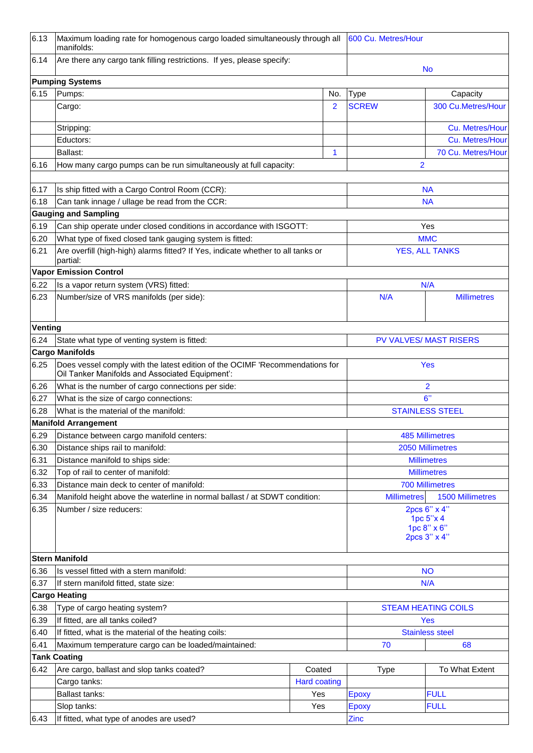| | | | | | |
|---|---|---|---|---|---|
| 6.13 | Maximum loading rate for homogenous cargo loaded simultaneously through all manifolds: | | | 600 Cu. Metres/Hour | |
| 6.14 | Are there any cargo tank filling restrictions. If yes, please specify: | | | No | |
| **Pumping Systems** | | | | | |
| 6.15 | Pumps: | | No. | Type | Capacity |
| | Cargo: | | 2 | SCREW | 300 Cu.Metres/Hour |
| | Stripping: | | | | Cu. Metres/Hour |
| | Eductors: | | | | Cu. Metres/Hour |
| | Ballast: | | 1 | | 70 Cu. Metres/Hour |
| 6.16 | How many cargo pumps can be run simultaneously at full capacity: | | | 2 | |
| 6.17 | Is ship fitted with a Cargo Control Room (CCR): | | | NA | |
| 6.18 | Can tank innage / ullage be read from the CCR: | | | NA | |
| **Gauging and Sampling** | | | | | |
| 6.19 | Can ship operate under closed conditions in accordance with ISGOTT: | | | Yes | |
| 6.20 | What type of fixed closed tank gauging system is fitted: | | | MMC | |
| 6.21 | Are overfill (high-high) alarms fitted? If Yes, indicate whether to all tanks or partial: | | | YES, ALL TANKS | |
| **Vapor Emission Control** | | | | | |
| 6.22 | Is a vapor return system (VRS) fitted: | | | N/A | |
| 6.23 | Number/size of VRS manifolds (per side): | | | N/A | Millimetres |
| **Venting** | | | | | |
| 6.24 | State what type of venting system is fitted: | | | PV VALVES/ MAST RISERS | |
| **Cargo Manifolds** | | | | | |
| 6.25 | Does vessel comply with the latest edition of the OCIMF 'Recommendations for Oil Tanker Manifolds and Associated Equipment': | | | Yes | |
| 6.26 | What is the number of cargo connections per side: | | | 2 | |
| 6.27 | What is the size of cargo connections: | | | 6'' | |
| 6.28 | What is the material of the manifold: | | | STAINLESS STEEL | |
| **Manifold Arrangement** | | | | | |
| 6.29 | Distance between cargo manifold centers: | | | 485 Millimetres | |
| 6.30 | Distance ships rail to manifold: | | | 2050 Millimetres | |
| 6.31 | Distance manifold to ships side: | | | Millimetres | |
| 6.32 | Top of rail to center of manifold: | | | Millimetres | |
| 6.33 | Distance main deck to center of manifold: | | | 700 Millimetres | |
| 6.34 | Manifold height above the waterline in normal ballast / at SDWT condition: | | | Millimetres | 1500 Millimetres |
| 6.35 | Number / size reducers: | | | 2pcs 6'' x 4''<br>1pc 5''x 4<br>1pc 8'' x 6''<br>2pcs 3'' x 4'' | |
| **Stern Manifold** | | | | | |
| 6.36 | Is vessel fitted with a stern manifold: | | | NO | |
| 6.37 | If stern manifold fitted, state size: | | | N/A | |
| **Cargo Heating** | | | | | |
| 6.38 | Type of cargo heating system? | | | STEAM HEATING COILS | |
| 6.39 | If fitted, are all tanks coiled? | | | Yes | |
| 6.40 | If fitted, what is the material of the heating coils: | | | Stainless steel | |
| 6.41 | Maximum temperature cargo can be loaded/maintained: | | | 70 | 68 |
| **Tank Coating** | | | | | |
| 6.42 | Are cargo, ballast and slop tanks coated? | Coated | | Type | To What Extent |
| | Cargo tanks: | Hard coating | | | |
| | Ballast tanks: | Yes | | Epoxy | FULL |
| | Slop tanks: | Yes | | Epoxy | FULL |
| 6.43 | If fitted, what type of anodes are used? | | | Zinc | |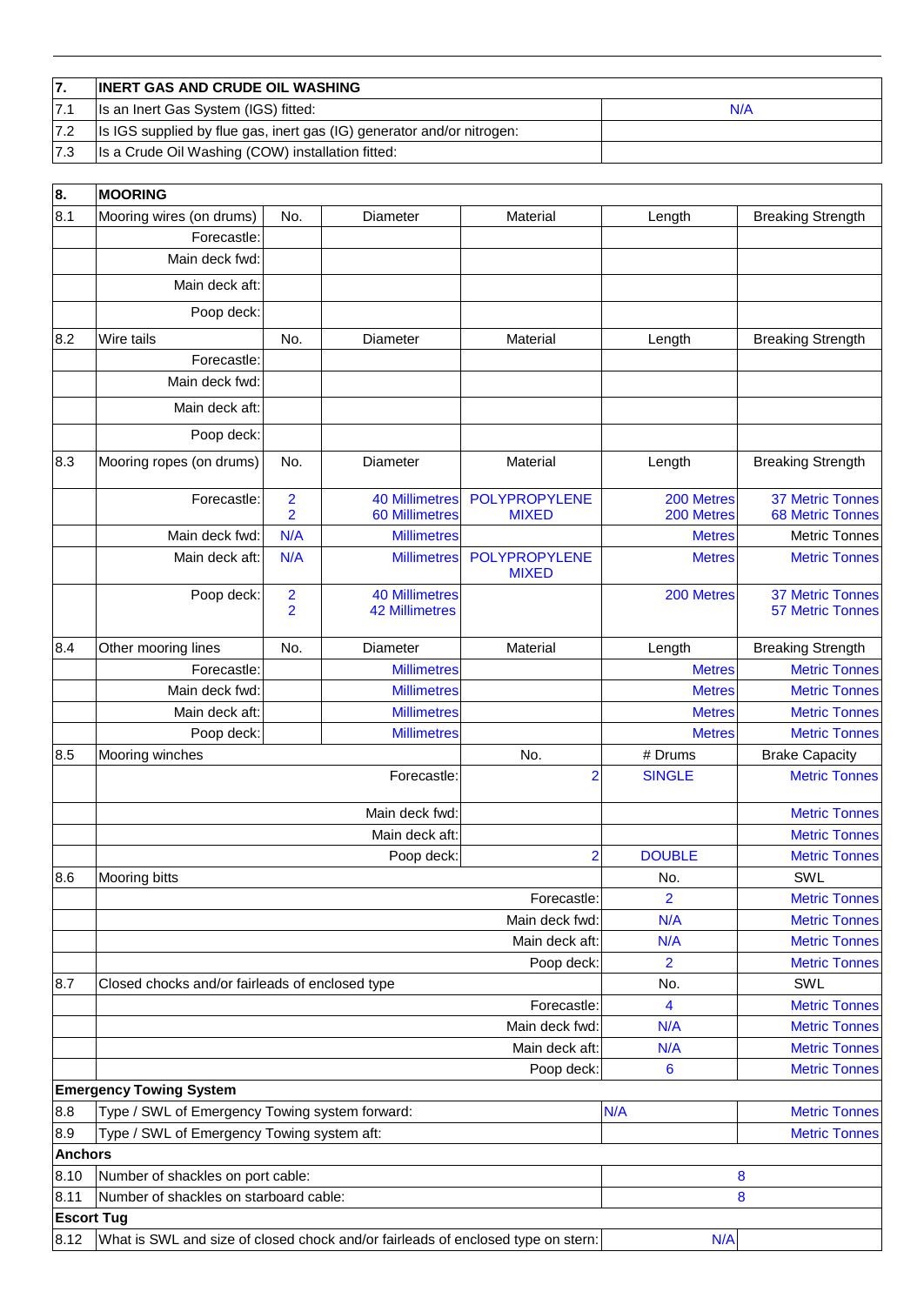| 7. | INERT GAS AND CRUDE OIL WASHING | |
|---|---|---|
| 7.1 | Is an Inert Gas System (IGS) fitted: | N/A |
| 7.2 | Is IGS supplied by flue gas, inert gas (IG) generator and/or nitrogen: | |
| 7.3 | Is a Crude Oil Washing (COW) installation fitted: | |

| 8. | MOORING | | | | | |
|---|---|---|---|---|---|---|
| 8.1 | Mooring wires (on drums) | No. | Diameter | Material | Length | Breaking Strength |
| | Forecastle: | | | | | |
| | Main deck fwd: | | | | | |
| | Main deck aft: | | | | | |
| | Poop deck: | | | | | |
| 8.2 | Wire tails | No. | Diameter | Material | Length | Breaking Strength |
| | Forecastle: | | | | | |
| | Main deck fwd: | | | | | |
| | Main deck aft: | | | | | |
| | Poop deck: | | | | | |
| 8.3 | Mooring ropes (on drums) | No. | Diameter | Material | Length | Breaking Strength |
| | Forecastle: | 2<br>2 | 40 Millimetres<br>60 Millimetres | POLYPROPYLENE<br>MIXED | 200 Metres<br>200 Metres | 37 Metric Tonnes<br>68 Metric Tonnes |
| | Main deck fwd: | N/A | Millimetres | | Metres | Metric Tonnes |
| | Main deck aft: | N/A | Millimetres | POLYPROPYLENE<br>MIXED | Metres | Metric Tonnes |
| | Poop deck: | 2<br>2 | 40 Millimetres<br>42 Millimetres | | 200 Metres | 37 Metric Tonnes<br>57 Metric Tonnes |
| 8.4 | Other mooring lines | No. | Diameter | Material | Length | Breaking Strength |
| | Forecastle: | | Millimetres | | Metres | Metric Tonnes |
| | Main deck fwd: | | Millimetres | | Metres | Metric Tonnes |
| | Main deck aft: | | Millimetres | | Metres | Metric Tonnes |
| | Poop deck: | | Millimetres | | Metres | Metric Tonnes |
| 8.5 | Mooring winches | | | No. | # Drums | Brake Capacity |
| | | | Forecastle: | 2 | SINGLE | Metric Tonnes |
| | | | Main deck fwd: | | | Metric Tonnes |
| | | | Main deck aft: | | | Metric Tonnes |
| | | | Poop deck: | 2 | DOUBLE | Metric Tonnes |
| 8.6 | Mooring bitts | | | | No. | SWL |
| | | | | Forecastle: | 2 | Metric Tonnes |
| | | | | Main deck fwd: | N/A | Metric Tonnes |
| | | | | Main deck aft: | N/A | Metric Tonnes |
| | | | | Poop deck: | 2 | Metric Tonnes |
| 8.7 | Closed chocks and/or fairleads of enclosed type | | | | No. | SWL |
| | | | | Forecastle: | 4 | Metric Tonnes |
| | | | | Main deck fwd: | N/A | Metric Tonnes |
| | | | | Main deck aft: | N/A | Metric Tonnes |
| | | | | Poop deck: | 6 | Metric Tonnes |
| **Emergency Towing System** | | | | | | |
| 8.8 | Type / SWL of Emergency Towing system forward: | | | | N/A | Metric Tonnes |
| 8.9 | Type / SWL of Emergency Towing system aft: | | | | | Metric Tonnes |
| **Anchors** | | | | | | |
| 8.10 | Number of shackles on port cable: | | | | 8 | |
| 8.11 | Number of shackles on starboard cable: | | | | 8 | |
| **Escort Tug** | | | | | | |
| 8.12 | What is SWL and size of closed chock and/or fairleads of enclosed type on stern: | | | | N/A | |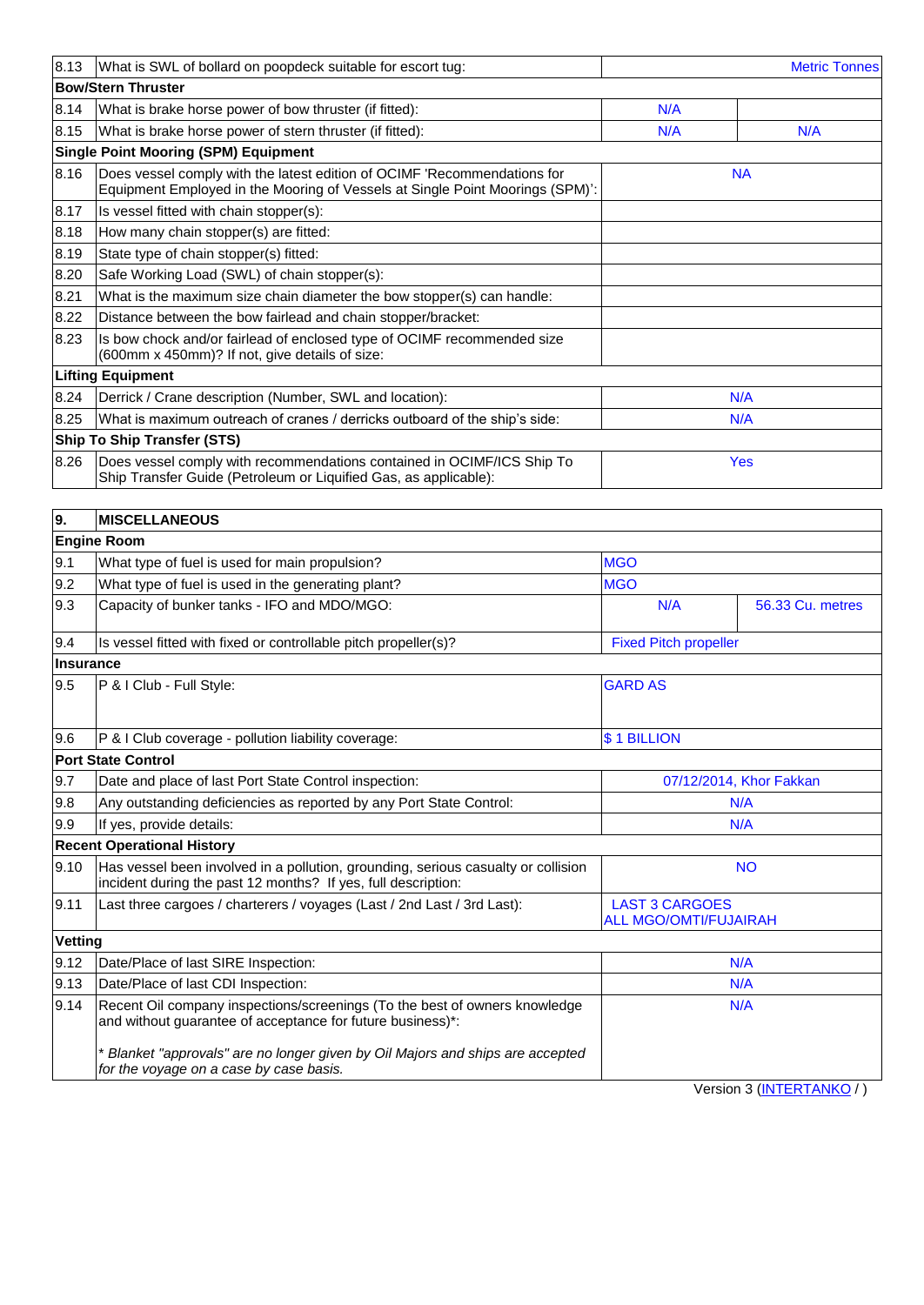| | | | |
|---|---|---|---|
| 8.13 | What is SWL of bollard on poopdeck suitable for escort tug: | | Metric Tonnes |
| **Bow/Stern Thruster** | | | |
| 8.14 | What is brake horse power of bow thruster (if fitted): | N/A | |
| 8.15 | What is brake horse power of stern thruster (if fitted): | N/A | N/A |
| **Single Point Mooring (SPM) Equipment** | | | |
| 8.16 | Does vessel comply with the latest edition of OCIMF 'Recommendations for Equipment Employed in the Mooring of Vessels at Single Point Moorings (SPM)': | NA | |
| 8.17 | Is vessel fitted with chain stopper(s): | | |
| 8.18 | How many chain stopper(s) are fitted: | | |
| 8.19 | State type of chain stopper(s) fitted: | | |
| 8.20 | Safe Working Load (SWL) of chain stopper(s): | | |
| 8.21 | What is the maximum size chain diameter the bow stopper(s) can handle: | | |
| 8.22 | Distance between the bow fairlead and chain stopper/bracket: | | |
| 8.23 | Is bow chock and/or fairlead of enclosed type of OCIMF recommended size (600mm x 450mm)? If not, give details of size: | | |
| **Lifting Equipment** | | | |
| 8.24 | Derrick / Crane description (Number, SWL and location): | N/A | |
| 8.25 | What is maximum outreach of cranes / derricks outboard of the ship's side: | N/A | |
| **Ship To Ship Transfer (STS)** | | | |
| 8.26 | Does vessel comply with recommendations contained in OCIMF/ICS Ship To Ship Transfer Guide (Petroleum or Liquified Gas, as applicable): | Yes | |

| | | | |
|---|---|---|---|
| **9.** | **MISCELLANEOUS** | | |
| **Engine Room** | | | |
| 9.1 | What type of fuel is used for main propulsion? | MGO | |
| 9.2 | What type of fuel is used in the generating plant? | MGO | |
| 9.3 | Capacity of bunker tanks - IFO and MDO/MGO: | N/A | 56.33 Cu. metres |
| 9.4 | Is vessel fitted with fixed or controllable pitch propeller(s)? | Fixed Pitch propeller | |
| **Insurance** | | | |
| 9.5 | P & I Club - Full Style: | GARD AS | |
| 9.6 | P & I Club coverage - pollution liability coverage: | $ 1 BILLION | |
| **Port State Control** | | | |
| 9.7 | Date and place of last Port State Control inspection: | 07/12/2014, Khor Fakkan | |
| 9.8 | Any outstanding deficiencies as reported by any Port State Control: | N/A | |
| 9.9 | If yes, provide details: | N/A | |
| **Recent Operational History** | | | |
| 9.10 | Has vessel been involved in a pollution, grounding, serious casualty or collision incident during the past 12 months? If yes, full description: | NO | |
| 9.11 | Last three cargoes / charterers / voyages (Last / 2nd Last / 3rd Last): | LAST 3 CARGOES ALL MGO/OMTI/FUJAIRAH | |
| **Vetting** | | | |
| 9.12 | Date/Place of last SIRE Inspection: | N/A | |
| 9.13 | Date/Place of last CDI Inspection: | N/A | |
| 9.14 | Recent Oil company inspections/screenings (To the best of owners knowledge and without guarantee of acceptance for future business)*: <br><br> *\* Blanket "approvals" are no longer given by Oil Majors and ships are accepted for the voyage on a case by case basis.* | N/A | |

Version 3 (INTERTANKO / )